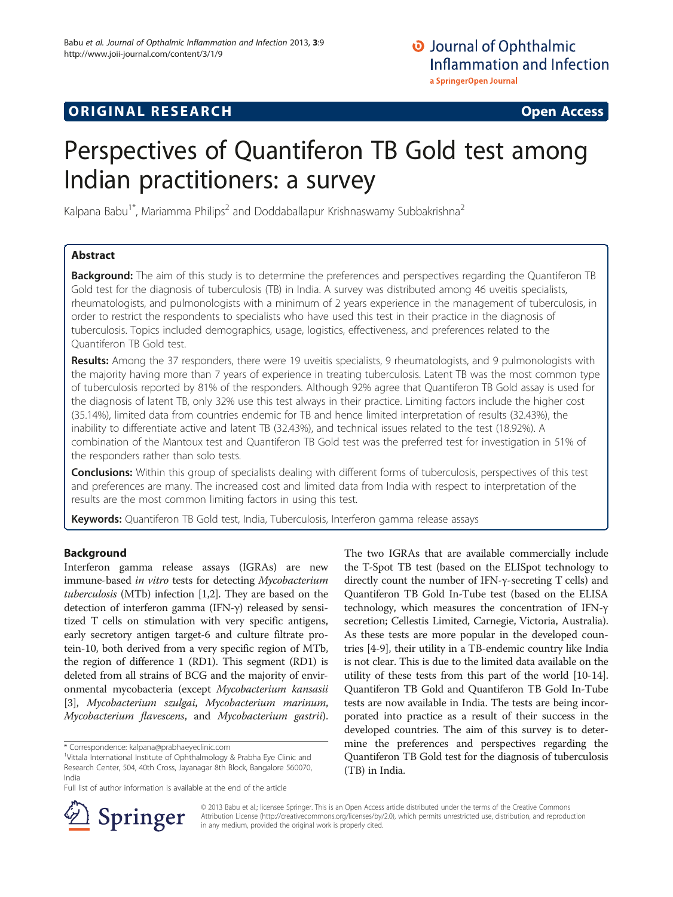ORIGINAL RESEARCH Open Access

# Perspectives of Quantiferon TB Gold test among Indian practitioners: a survey

Kalpana Babu[1*], Mariamma Philips[2] and Doddaballapur Krishnaswamy Subbakrishna[2]

## Abstract

**Background:** The aim of this study is to determine the preferences and perspectives regarding the Quantiferon TB Gold test for the diagnosis of tuberculosis (TB) in India. A survey was distributed among 46 uveitis specialists, rheumatologists, and pulmonologists with a minimum of 2 years experience in the management of tuberculosis, in order to restrict the respondents to specialists who have used this test in their practice in the diagnosis of tuberculosis. Topics included demographics, usage, logistics, effectiveness, and preferences related to the Quantiferon TB Gold test.

**Results:** Among the 37 responders, there were 19 uveitis specialists, 9 rheumatologists, and 9 pulmonologists with the majority having more than 7 years of experience in treating tuberculosis. Latent TB was the most common type of tuberculosis reported by 81% of the responders. Although 92% agree that Quantiferon TB Gold assay is used for the diagnosis of latent TB, only 32% use this test always in their practice. Limiting factors include the higher cost (35.14%), limited data from countries endemic for TB and hence limited interpretation of results (32.43%), the inability to differentiate active and latent TB (32.43%), and technical issues related to the test (18.92%). A combination of the Mantoux test and Quantiferon TB Gold test was the preferred test for investigation in 51% of the responders rather than solo tests.

**Conclusions:** Within this group of specialists dealing with different forms of tuberculosis, perspectives of this test and preferences are many. The increased cost and limited data from India with respect to interpretation of the results are the most common limiting factors in using this test.

**Keywords:** Quantiferon TB Gold test, India, Tuberculosis, Interferon gamma release assays

## Background

Interferon gamma release assays (IGRAs) are new immune-based *in vitro* tests for detecting *Mycobacterium tuberculosis* (MTb) infection [1,2]. They are based on the detection of interferon gamma (IFN-γ) released by sensitized T cells on stimulation with very specific antigens, early secretory antigen target-6 and culture filtrate protein-10, both derived from a very specific region of MTb, the region of difference 1 (RD1). This segment (RD1) is deleted from all strains of BCG and the majority of environmental mycobacteria (except *Mycobacterium kansasii* [3], *Mycobacterium szulgai*, *Mycobacterium marinum*, *Mycobacterium flavescens*, and *Mycobacterium gastrii*). The two IGRAs that are available commercially include the T-Spot TB test (based on the ELISpot technology to directly count the number of IFN-γ-secreting T cells) and Quantiferon TB Gold In-Tube test (based on the ELISA technology, which measures the concentration of IFN-γ secretion; Cellestis Limited, Carnegie, Victoria, Australia). As these tests are more popular in the developed countries [4-9], their utility in a TB-endemic country like India is not clear. This is due to the limited data available on the utility of these tests from this part of the world [10-14]. Quantiferon TB Gold and Quantiferon TB Gold In-Tube tests are now available in India. The tests are being incorporated into practice as a result of their success in the developed countries. The aim of this survey is to determine the preferences and perspectives regarding the Quantiferon TB Gold test for the diagnosis of tuberculosis (TB) in India.

\* Correspondence: kalpana@prabhaeyeclinic.com
[1]Vittala International Institute of Ophthalmology & Prabha Eye Clinic and Research Center, 504, 40th Cross, Jayanagar 8th Block, Bangalore 560070, India
Full list of author information is available at the end of the article

© 2013 Babu et al.; licensee Springer. This is an Open Access article distributed under the terms of the Creative Commons Attribution License (http://creativecommons.org/licenses/by/2.0), which permits unrestricted use, distribution, and reproduction in any medium, provided the original work is properly cited.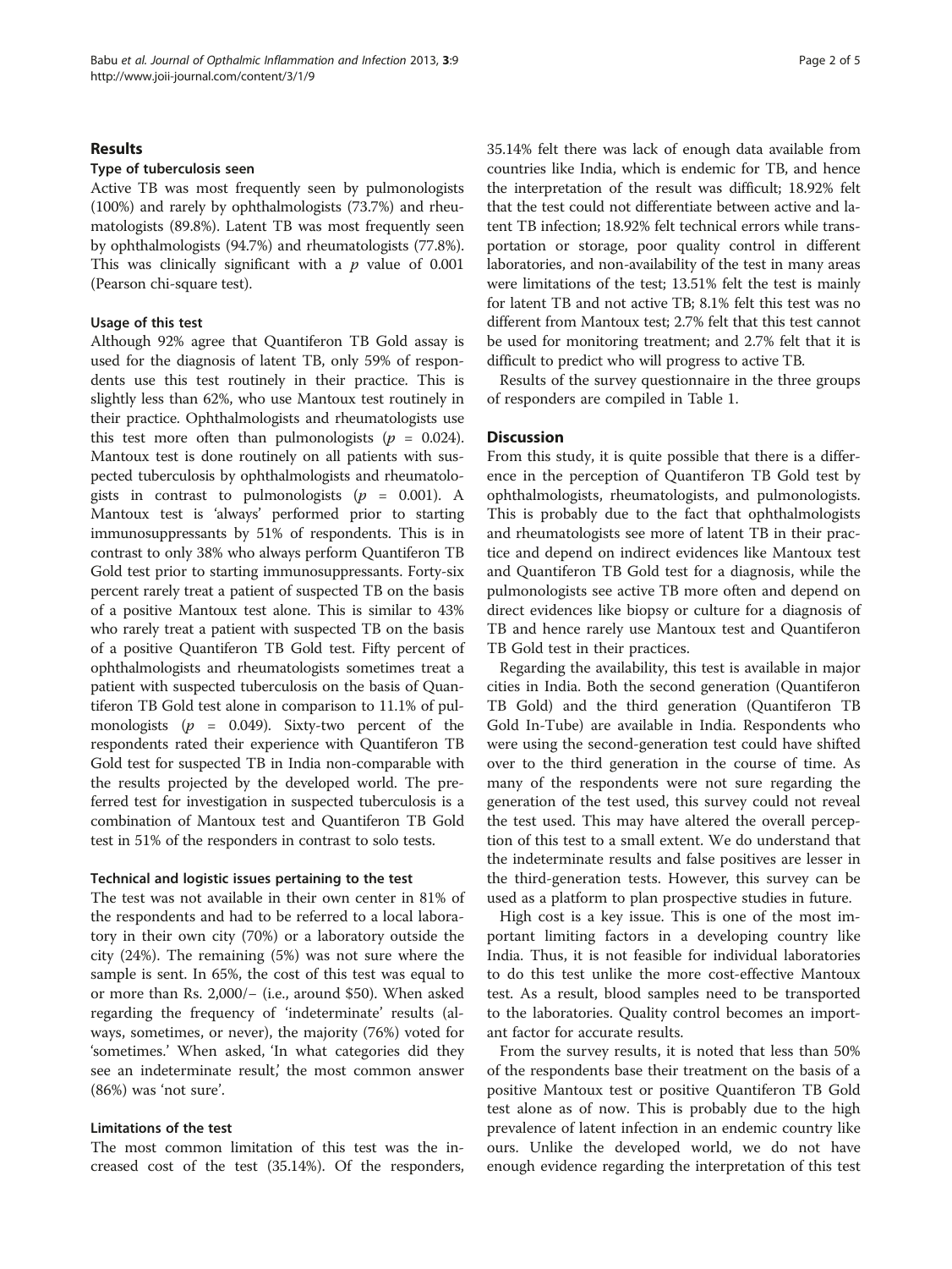## Results

### Type of tuberculosis seen

Active TB was most frequently seen by pulmonologists (100%) and rarely by ophthalmologists (73.7%) and rheumatologists (89.8%). Latent TB was most frequently seen by ophthalmologists (94.7%) and rheumatologists (77.8%). This was clinically significant with a $p$ value of 0.001 (Pearson chi-square test).

### Usage of this test

Although 92% agree that Quantiferon TB Gold assay is used for the diagnosis of latent TB, only 59% of respondents use this test routinely in their practice. This is slightly less than 62%, who use Mantoux test routinely in their practice. Ophthalmologists and rheumatologists use this test more often than pulmonologists ($p$ = 0.024). Mantoux test is done routinely on all patients with suspected tuberculosis by ophthalmologists and rheumatologists in contrast to pulmonologists ($p$ = 0.001). A Mantoux test is 'always' performed prior to starting immunosuppressants by 51% of respondents. This is in contrast to only 38% who always perform Quantiferon TB Gold test prior to starting immunosuppressants. Forty-six percent rarely treat a patient of suspected TB on the basis of a positive Mantoux test alone. This is similar to 43% who rarely treat a patient with suspected TB on the basis of a positive Quantiferon TB Gold test. Fifty percent of ophthalmologists and rheumatologists sometimes treat a patient with suspected tuberculosis on the basis of Quantiferon TB Gold test alone in comparison to 11.1% of pulmonologists ($p$ = 0.049). Sixty-two percent of the respondents rated their experience with Quantiferon TB Gold test for suspected TB in India non-comparable with the results projected by the developed world. The preferred test for investigation in suspected tuberculosis is a combination of Mantoux test and Quantiferon TB Gold test in 51% of the responders in contrast to solo tests.

### Technical and logistic issues pertaining to the test

The test was not available in their own center in 81% of the respondents and had to be referred to a local laboratory in their own city (70%) or a laboratory outside the city (24%). The remaining (5%) was not sure where the sample is sent. In 65%, the cost of this test was equal to or more than Rs. 2,000/− (i.e., around $50). When asked regarding the frequency of 'indeterminate' results (always, sometimes, or never), the majority (76%) voted for 'sometimes.' When asked, 'In what categories did they see an indeterminate result,' the most common answer (86%) was 'not sure'.

### Limitations of the test

The most common limitation of this test was the increased cost of the test (35.14%). Of the responders, 35.14% felt there was lack of enough data available from countries like India, which is endemic for TB, and hence the interpretation of the result was difficult; 18.92% felt that the test could not differentiate between active and latent TB infection; 18.92% felt technical errors while transportation or storage, poor quality control in different laboratories, and non-availability of the test in many areas were limitations of the test; 13.51% felt the test is mainly for latent TB and not active TB; 8.1% felt this test was no different from Mantoux test; 2.7% felt that this test cannot be used for monitoring treatment; and 2.7% felt that it is difficult to predict who will progress to active TB.

Results of the survey questionnaire in the three groups of responders are compiled in Table 1.

## Discussion

From this study, it is quite possible that there is a difference in the perception of Quantiferon TB Gold test by ophthalmologists, rheumatologists, and pulmonologists. This is probably due to the fact that ophthalmologists and rheumatologists see more of latent TB in their practice and depend on indirect evidences like Mantoux test and Quantiferon TB Gold test for a diagnosis, while the pulmonologists see active TB more often and depend on direct evidences like biopsy or culture for a diagnosis of TB and hence rarely use Mantoux test and Quantiferon TB Gold test in their practices.

Regarding the availability, this test is available in major cities in India. Both the second generation (Quantiferon TB Gold) and the third generation (Quantiferon TB Gold In-Tube) are available in India. Respondents who were using the second-generation test could have shifted over to the third generation in the course of time. As many of the respondents were not sure regarding the generation of the test used, this survey could not reveal the test used. This may have altered the overall perception of this test to a small extent. We do understand that the indeterminate results and false positives are lesser in the third-generation tests. However, this survey can be used as a platform to plan prospective studies in future.

High cost is a key issue. This is one of the most important limiting factors in a developing country like India. Thus, it is not feasible for individual laboratories to do this test unlike the more cost-effective Mantoux test. As a result, blood samples need to be transported to the laboratories. Quality control becomes an important factor for accurate results.

From the survey results, it is noted that less than 50% of the respondents base their treatment on the basis of a positive Mantoux test or positive Quantiferon TB Gold test alone as of now. This is probably due to the high prevalence of latent infection in an endemic country like ours. Unlike the developed world, we do not have enough evidence regarding the interpretation of this test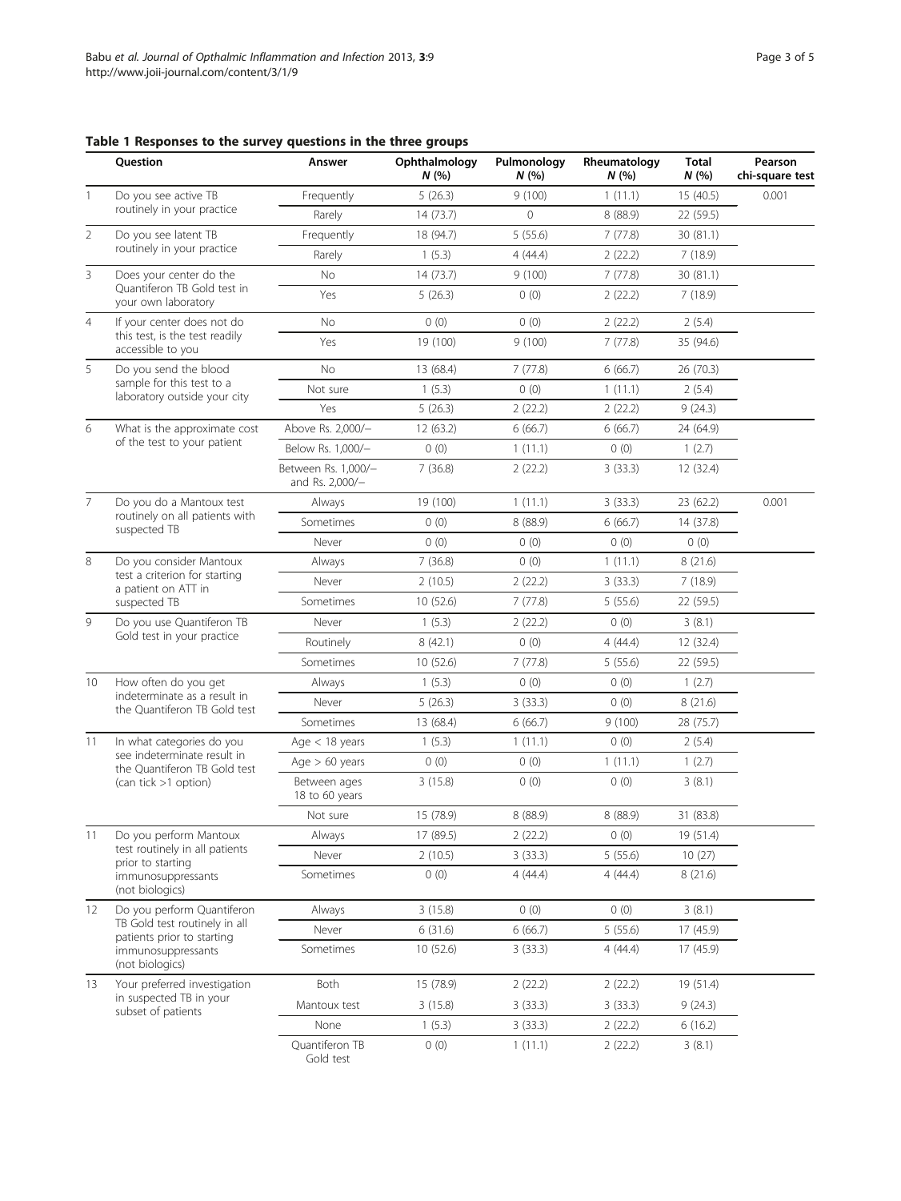**Table 1 Responses to the survey questions in the three groups**

| | Question | Answer | Ophthalmology *N* (%) | Pulmonology *N* (%) | Rheumatology *N* (%) | Total *N* (%) | Pearson chi-square test |
|---|---|---|---|---|---|---|---|
| 1 | Do you see active TB routinely in your practice | Frequently | 5 (26.3) | 9 (100) | 1 (11.1) | 15 (40.5) | 0.001 |
| | | Rarely | 14 (73.7) | 0 | 8 (88.9) | 22 (59.5) | |
| 2 | Do you see latent TB routinely in your practice | Frequently | 18 (94.7) | 5 (55.6) | 7 (77.8) | 30 (81.1) | |
| | | Rarely | 1 (5.3) | 4 (44.4) | 2 (22.2) | 7 (18.9) | |
| 3 | Does your center do the Quantiferon TB Gold test in your own laboratory | No | 14 (73.7) | 9 (100) | 7 (77.8) | 30 (81.1) | |
| | | Yes | 5 (26.3) | 0 (0) | 2 (22.2) | 7 (18.9) | |
| 4 | If your center does not do this test, is the test readily accessible to you | No | 0 (0) | 0 (0) | 2 (22.2) | 2 (5.4) | |
| | | Yes | 19 (100) | 9 (100) | 7 (77.8) | 35 (94.6) | |
| 5 | Do you send the blood sample for this test to a laboratory outside your city | No | 13 (68.4) | 7 (77.8) | 6 (66.7) | 26 (70.3) | |
| | | Not sure | 1 (5.3) | 0 (0) | 1 (11.1) | 2 (5.4) | |
| | | Yes | 5 (26.3) | 2 (22.2) | 2 (22.2) | 9 (24.3) | |
| 6 | What is the approximate cost of the test to your patient | Above Rs. 2,000/− | 12 (63.2) | 6 (66.7) | 6 (66.7) | 24 (64.9) | |
| | | Below Rs. 1,000/− | 0 (0) | 1 (11.1) | 0 (0) | 1 (2.7) | |
| | | Between Rs. 1,000/− and Rs. 2,000/− | 7 (36.8) | 2 (22.2) | 3 (33.3) | 12 (32.4) | |
| 7 | Do you do a Mantoux test routinely on all patients with suspected TB | Always | 19 (100) | 1 (11.1) | 3 (33.3) | 23 (62.2) | 0.001 |
| | | Sometimes | 0 (0) | 8 (88.9) | 6 (66.7) | 14 (37.8) | |
| | | Never | 0 (0) | 0 (0) | 0 (0) | 0 (0) | |
| 8 | Do you consider Mantoux test a criterion for starting a patient on ATT in suspected TB | Always | 7 (36.8) | 0 (0) | 1 (11.1) | 8 (21.6) | |
| | | Never | 2 (10.5) | 2 (22.2) | 3 (33.3) | 7 (18.9) | |
| | | Sometimes | 10 (52.6) | 7 (77.8) | 5 (55.6) | 22 (59.5) | |
| 9 | Do you use Quantiferon TB Gold test in your practice | Never | 1 (5.3) | 2 (22.2) | 0 (0) | 3 (8.1) | |
| | | Routinely | 8 (42.1) | 0 (0) | 4 (44.4) | 12 (32.4) | |
| | | Sometimes | 10 (52.6) | 7 (77.8) | 5 (55.6) | 22 (59.5) | |
| 10 | How often do you get indeterminate as a result in the Quantiferon TB Gold test | Always | 1 (5.3) | 0 (0) | 0 (0) | 1 (2.7) | |
| | | Never | 5 (26.3) | 3 (33.3) | 0 (0) | 8 (21.6) | |
| | | Sometimes | 13 (68.4) | 6 (66.7) | 9 (100) | 28 (75.7) | |
| 11 | In what categories do you see indeterminate result in the Quantiferon TB Gold test (can tick >1 option) | Age < 18 years | 1 (5.3) | 1 (11.1) | 0 (0) | 2 (5.4) | |
| | | Age > 60 years | 0 (0) | 0 (0) | 1 (11.1) | 1 (2.7) | |
| | | Between ages 18 to 60 years | 3 (15.8) | 0 (0) | 0 (0) | 3 (8.1) | |
| | | Not sure | 15 (78.9) | 8 (88.9) | 8 (88.9) | 31 (83.8) | |
| 11 | Do you perform Mantoux test routinely in all patients prior to starting immunosuppressants (not biologics) | Always | 17 (89.5) | 2 (22.2) | 0 (0) | 19 (51.4) | |
| | | Never | 2 (10.5) | 3 (33.3) | 5 (55.6) | 10 (27) | |
| | | Sometimes | 0 (0) | 4 (44.4) | 4 (44.4) | 8 (21.6) | |
| 12 | Do you perform Quantiferon TB Gold test routinely in all patients prior to starting immunosuppressants (not biologics) | Always | 3 (15.8) | 0 (0) | 0 (0) | 3 (8.1) | |
| | | Never | 6 (31.6) | 6 (66.7) | 5 (55.6) | 17 (45.9) | |
| | | Sometimes | 10 (52.6) | 3 (33.3) | 4 (44.4) | 17 (45.9) | |
| 13 | Your preferred investigation in suspected TB in your subset of patients | Both | 15 (78.9) | 2 (22.2) | 2 (22.2) | 19 (51.4) | |
| | | Mantoux test | 3 (15.8) | 3 (33.3) | 3 (33.3) | 9 (24.3) | |
| | | None | 1 (5.3) | 3 (33.3) | 2 (22.2) | 6 (16.2) | |
| | | Quantiferon TB Gold test | 0 (0) | 1 (11.1) | 2 (22.2) | 3 (8.1) | |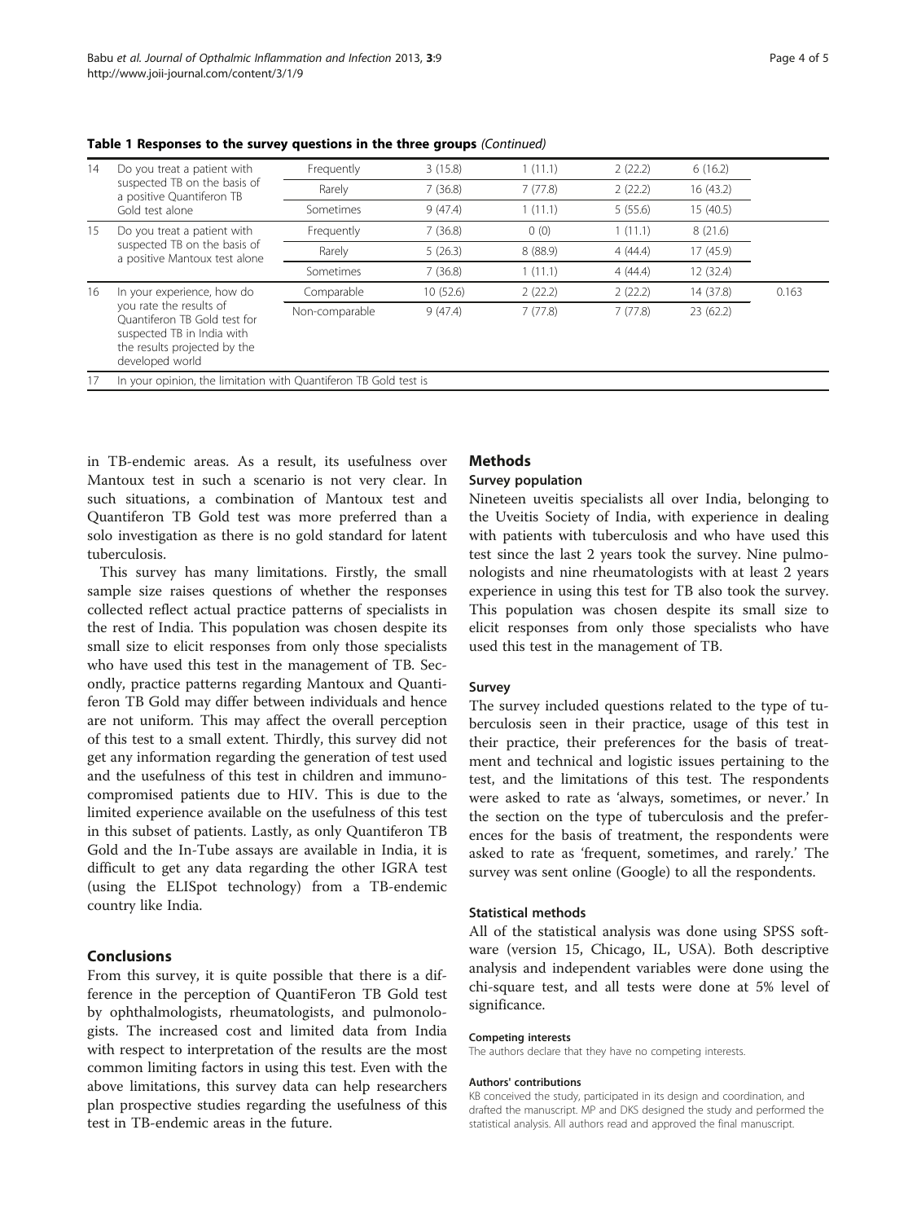**Table 1 Responses to the survey questions in the three groups** *(Continued)*

| | | | | | | | |
|---|---|---|---|---|---|---|---|
| 14 | Do you treat a patient with suspected TB on the basis of a positive Quantiferon TB Gold test alone | Frequently | 3 (15.8) | 1 (11.1) | 2 (22.2) | 6 (16.2) | |
| | | Rarely | 7 (36.8) | 7 (77.8) | 2 (22.2) | 16 (43.2) | |
| | | Sometimes | 9 (47.4) | 1 (11.1) | 5 (55.6) | 15 (40.5) | |
| 15 | Do you treat a patient with suspected TB on the basis of a positive Mantoux test alone | Frequently | 7 (36.8) | 0 (0) | 1 (11.1) | 8 (21.6) | |
| | | Rarely | 5 (26.3) | 8 (88.9) | 4 (44.4) | 17 (45.9) | |
| | | Sometimes | 7 (36.8) | 1 (11.1) | 4 (44.4) | 12 (32.4) | |
| 16 | In your experience, how do you rate the results of Quantiferon TB Gold test for suspected TB in India with the results projected by the developed world | Comparable | 10 (52.6) | 2 (22.2) | 2 (22.2) | 14 (37.8) | 0.163 |
| | | Non-comparable | 9 (47.4) | 7 (77.8) | 7 (77.8) | 23 (62.2) | |
| 17 | In your opinion, the limitation with Quantiferon TB Gold test is | | | | | | |

in TB-endemic areas. As a result, its usefulness over Mantoux test in such a scenario is not very clear. In such situations, a combination of Mantoux test and Quantiferon TB Gold test was more preferred than a solo investigation as there is no gold standard for latent tuberculosis.

This survey has many limitations. Firstly, the small sample size raises questions of whether the responses collected reflect actual practice patterns of specialists in the rest of India. This population was chosen despite its small size to elicit responses from only those specialists who have used this test in the management of TB. Secondly, practice patterns regarding Mantoux and Quantiferon TB Gold may differ between individuals and hence are not uniform. This may affect the overall perception of this test to a small extent. Thirdly, this survey did not get any information regarding the generation of test used and the usefulness of this test in children and immunocompromised patients due to HIV. This is due to the limited experience available on the usefulness of this test in this subset of patients. Lastly, as only Quantiferon TB Gold and the In-Tube assays are available in India, it is difficult to get any data regarding the other IGRA test (using the ELISpot technology) from a TB-endemic country like India.

## Conclusions

From this survey, it is quite possible that there is a difference in the perception of QuantiFeron TB Gold test by ophthalmologists, rheumatologists, and pulmonologists. The increased cost and limited data from India with respect to interpretation of the results are the most common limiting factors in using this test. Even with the above limitations, this survey data can help researchers plan prospective studies regarding the usefulness of this test in TB-endemic areas in the future.

## Methods

### Survey population

Nineteen uveitis specialists all over India, belonging to the Uveitis Society of India, with experience in dealing with patients with tuberculosis and who have used this test since the last 2 years took the survey. Nine pulmonologists and nine rheumatologists with at least 2 years experience in using this test for TB also took the survey. This population was chosen despite its small size to elicit responses from only those specialists who have used this test in the management of TB.

### Survey

The survey included questions related to the type of tuberculosis seen in their practice, usage of this test in their practice, their preferences for the basis of treatment and technical and logistic issues pertaining to the test, and the limitations of this test. The respondents were asked to rate as 'always, sometimes, or never.' In the section on the type of tuberculosis and the preferences for the basis of treatment, the respondents were asked to rate as 'frequent, sometimes, and rarely.' The survey was sent online (Google) to all the respondents.

### Statistical methods

All of the statistical analysis was done using SPSS software (version 15, Chicago, IL, USA). Both descriptive analysis and independent variables were done using the chi-square test, and all tests were done at 5% level of significance.

#### Competing interests

The authors declare that they have no competing interests.

#### Authors' contributions

KB conceived the study, participated in its design and coordination, and drafted the manuscript. MP and DKS designed the study and performed the statistical analysis. All authors read and approved the final manuscript.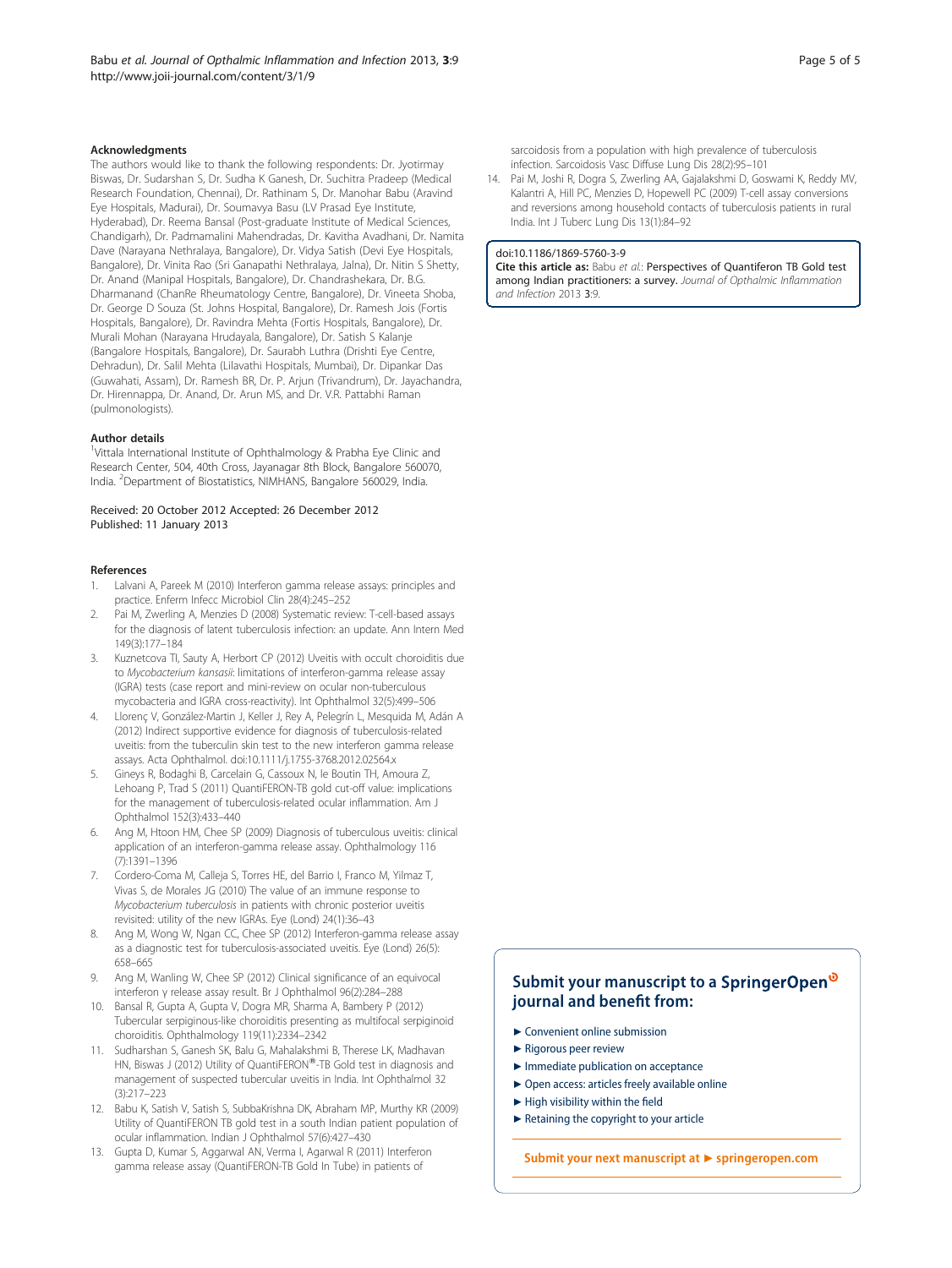### Acknowledgments

The authors would like to thank the following respondents: Dr. Jyotirmay Biswas, Dr. Sudarshan S, Dr. Sudha K Ganesh, Dr. Suchitra Pradeep (Medical Research Foundation, Chennai), Dr. Rathinam S, Dr. Manohar Babu (Aravind Eye Hospitals, Madurai), Dr. Soumavya Basu (LV Prasad Eye Institute, Hyderabad), Dr. Reema Bansal (Post-graduate Institute of Medical Sciences, Chandigarh), Dr. Padmamalini Mahendradas, Dr. Kavitha Avadhani, Dr. Namita Dave (Narayana Nethralaya, Bangalore), Dr. Vidya Satish (Devi Eye Hospitals, Bangalore), Dr. Vinita Rao (Sri Ganapathi Nethralaya, Jalna), Dr. Nitin S Shetty, Dr. Anand (Manipal Hospitals, Bangalore), Dr. Chandrashekara, Dr. B.G. Dharmanand (ChanRe Rheumatology Centre, Bangalore), Dr. Vineeta Shoba, Dr. George D Souza (St. Johns Hospital, Bangalore), Dr. Ramesh Jois (Fortis Hospitals, Bangalore), Dr. Ravindra Mehta (Fortis Hospitals, Bangalore), Dr. Murali Mohan (Narayana Hrudayala, Bangalore), Dr. Satish S Kalanje (Bangalore Hospitals, Bangalore), Dr. Saurabh Luthra (Drishti Eye Centre, Dehradun), Dr. Salil Mehta (Lilavathi Hospitals, Mumbai), Dr. Dipankar Das (Guwahati, Assam), Dr. Ramesh BR, Dr. P. Arjun (Trivandrum), Dr. Jayachandra, Dr. Hirennappa, Dr. Anand, Dr. Arun MS, and Dr. V.R. Pattabhi Raman (pulmonologists).

### Author details

[1]Vittala International Institute of Ophthalmology & Prabha Eye Clinic and Research Center, 504, 40th Cross, Jayanagar 8th Block, Bangalore 560070, India. [2]Department of Biostatistics, NIMHANS, Bangalore 560029, India.

Received: 20 October 2012 Accepted: 26 December 2012
Published: 11 January 2013

### References

1. Lalvani A, Pareek M (2010) Interferon gamma release assays: principles and practice. Enferm Infecc Microbiol Clin 28(4):245–252
2. Pai M, Zwerling A, Menzies D (2008) Systematic review: T-cell-based assays for the diagnosis of latent tuberculosis infection: an update. Ann Intern Med 149(3):177–184
3. Kuznetcova TI, Sauty A, Herbort CP (2012) Uveitis with occult choroiditis due to *Mycobacterium kansasii*: limitations of interferon-gamma release assay (IGRA) tests (case report and mini-review on ocular non-tuberculous mycobacteria and IGRA cross-reactivity). Int Ophthalmol 32(5):499–506
4. Llorenç V, González-Martin J, Keller J, Rey A, Pelegrín L, Mesquida M, Adán A (2012) Indirect supportive evidence for diagnosis of tuberculosis-related uveitis: from the tuberculin skin test to the new interferon gamma release assays. Acta Ophthalmol. doi:10.1111/j.1755-3768.2012.02564.x
5. Gineys R, Bodaghi B, Carcelain G, Cassoux N, le Boutin TH, Amoura Z, Lehoang P, Trad S (2011) QuantiFERON-TB gold cut-off value: implications for the management of tuberculosis-related ocular inflammation. Am J Ophthalmol 152(3):433–440
6. Ang M, Htoon HM, Chee SP (2009) Diagnosis of tuberculous uveitis: clinical application of an interferon-gamma release assay. Ophthalmology 116 (7):1391–1396
7. Cordero-Coma M, Calleja S, Torres HE, del Barrio I, Franco M, Yilmaz T, Vivas S, de Morales JG (2010) The value of an immune response to *Mycobacterium tuberculosis* in patients with chronic posterior uveitis revisited: utility of the new IGRAs. Eye (Lond) 24(1):36–43
8. Ang M, Wong W, Ngan CC, Chee SP (2012) Interferon-gamma release assay as a diagnostic test for tuberculosis-associated uveitis. Eye (Lond) 26(5): 658–665
9. Ang M, Wanling W, Chee SP (2012) Clinical significance of an equivocal interferon γ release assay result. Br J Ophthalmol 96(2):284–288
10. Bansal R, Gupta A, Gupta V, Dogra MR, Sharma A, Bambery P (2012) Tubercular serpiginous-like choroiditis presenting as multifocal serpiginoid choroiditis. Ophthalmology 119(11):2334–2342
11. Sudharshan S, Ganesh SK, Balu G, Mahalakshmi B, Therese LK, Madhavan HN, Biswas J (2012) Utility of QuantiFERON®-TB Gold test in diagnosis and management of suspected tubercular uveitis in India. Int Ophthalmol 32 (3):217–223
12. Babu K, Satish V, Satish S, SubbaKrishna DK, Abraham MP, Murthy KR (2009) Utility of QuantiFERON TB gold test in a south Indian patient population of ocular inflammation. Indian J Ophthalmol 57(6):427–430
13. Gupta D, Kumar S, Aggarwal AN, Verma I, Agarwal R (2011) Interferon gamma release assay (QuantiFERON-TB Gold In Tube) in patients of sarcoidosis from a population with high prevalence of tuberculosis infection. Sarcoidosis Vasc Diffuse Lung Dis 28(2):95–101
14. Pai M, Joshi R, Dogra S, Zwerling AA, Gajalakshmi D, Goswami K, Reddy MV, Kalantri A, Hill PC, Menzies D, Hopewell PC (2009) T-cell assay conversions and reversions among household contacts of tuberculosis patients in rural India. Int J Tuberc Lung Dis 13(1):84–92

doi:10.1186/1869-5760-3-9

**Cite this article as:** Babu *et al.*: Perspectives of Quantiferon TB Gold test among Indian practitioners: a survey. *Journal of Opthalmic Inflammation and Infection* 2013 **3**:9.

**Submit your manuscript to a SpringerOpen journal and benefit from:**

- ► Convenient online submission
- ► Rigorous peer review
- ► Immediate publication on acceptance
- ► Open access: articles freely available online
- ► High visibility within the field
- ► Retaining the copyright to your article

**Submit your next manuscript at ► springeropen.com**